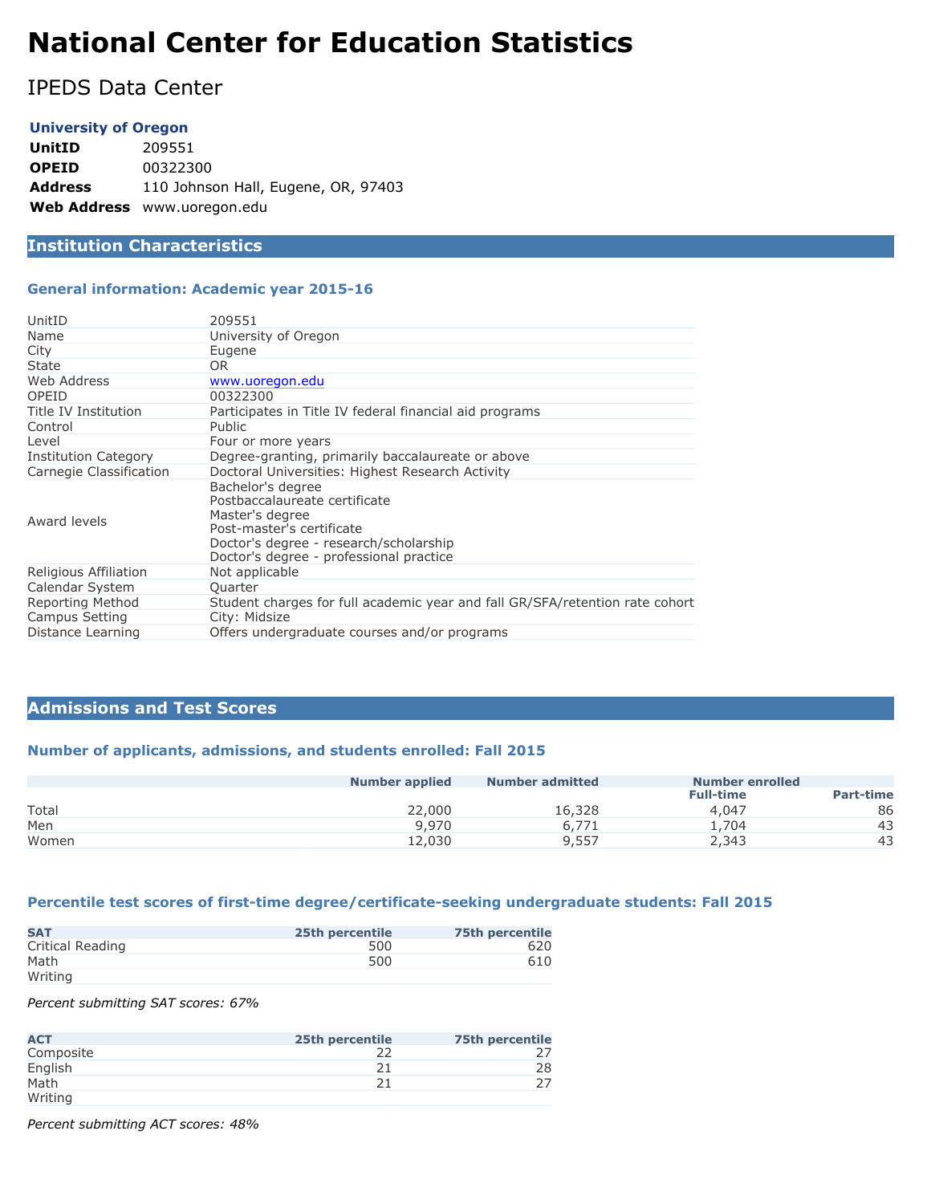# National Center for Education Statistics

## IPEDS Data Center

**University of Oregon**

| | |
|---|---|
| **UnitID** | 209551 |
| **OPEID** | 00322300 |
| **Address** | 110 Johnson Hall, Eugene, OR, 97403 |
| **Web Address** | www.uoregon.edu |

## Institution Characteristics

### General information: Academic year 2015-16

| | |
|---|---|
| UnitID | 209551 |
| Name | University of Oregon |
| City | Eugene |
| State | OR |
| Web Address | www.uoregon.edu |
| OPEID | 00322300 |
| Title IV Institution | Participates in Title IV federal financial aid programs |
| Control | Public |
| Level | Four or more years |
| Institution Category | Degree-granting, primarily baccalaureate or above |
| Carnegie Classification | Doctoral Universities: Highest Research Activity |
| Award levels | Bachelor's degree<br>Postbaccalaureate certificate<br>Master's degree<br>Post-master's certificate<br>Doctor's degree - research/scholarship<br>Doctor's degree - professional practice |
| Religious Affiliation | Not applicable |
| Calendar System | Quarter |
| Reporting Method | Student charges for full academic year and fall GR/SFA/retention rate cohort |
| Campus Setting | City: Midsize |
| Distance Learning | Offers undergraduate courses and/or programs |

## Admissions and Test Scores

### Number of applicants, admissions, and students enrolled: Fall 2015

| | Number applied | Number admitted | Number enrolled | |
|---|---|---|---|---|
| | | | Full-time | Part-time |
| Total | 22,000 | 16,328 | 4,047 | 86 |
| Men | 9,970 | 6,771 | 1,704 | 43 |
| Women | 12,030 | 9,557 | 2,343 | 43 |

### Percentile test scores of first-time degree/certificate-seeking undergraduate students: Fall 2015

| SAT | 25th percentile | 75th percentile |
|---|---|---|
| Critical Reading | 500 | 620 |
| Math | 500 | 610 |
| Writing | | |

*Percent submitting SAT scores: 67%*

| ACT | 25th percentile | 75th percentile |
|---|---|---|
| Composite | 22 | 27 |
| English | 21 | 28 |
| Math | 21 | 27 |
| Writing | | |

*Percent submitting ACT scores: 48%*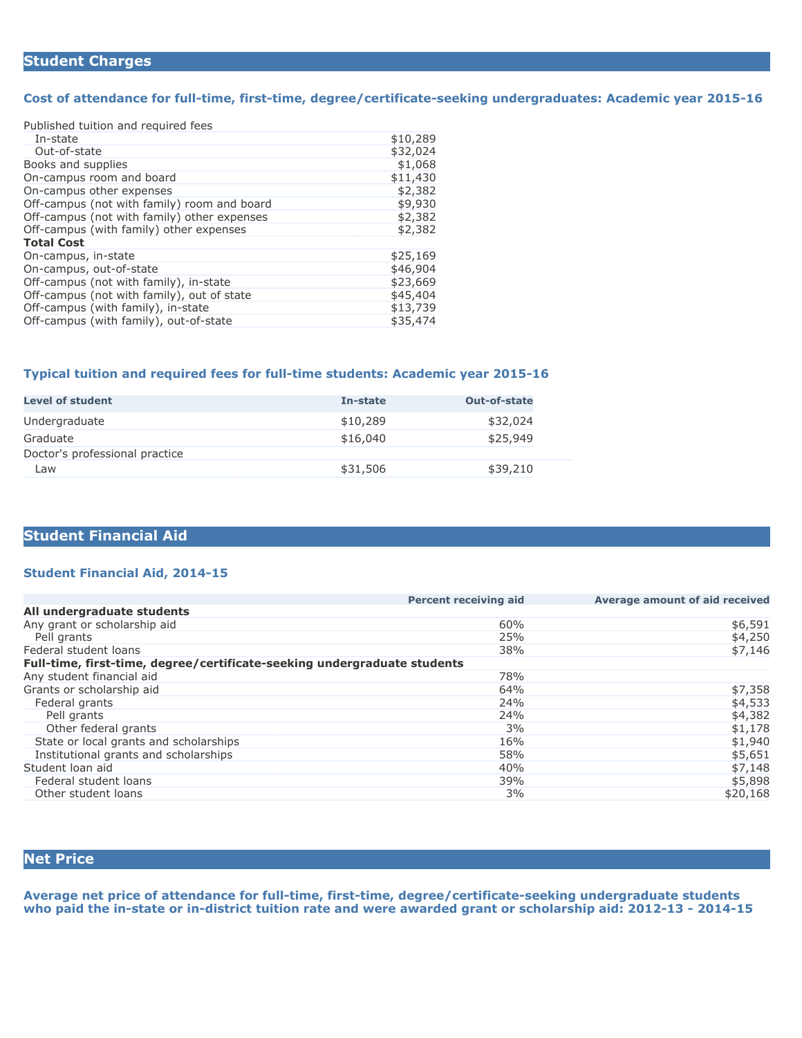## Student Charges

### Cost of attendance for full-time, first-time, degree/certificate-seeking undergraduates: Academic year 2015-16

| | |
|---|---|
| Published tuition and required fees | |
| In-state | $10,289 |
| Out-of-state | $32,024 |
| Books and supplies | $1,068 |
| On-campus room and board | $11,430 |
| On-campus other expenses | $2,382 |
| Off-campus (not with family) room and board | $9,930 |
| Off-campus (not with family) other expenses | $2,382 |
| Off-campus (with family) other expenses | $2,382 |
| **Total Cost** | |
| On-campus, in-state | $25,169 |
| On-campus, out-of-state | $46,904 |
| Off-campus (not with family), in-state | $23,669 |
| Off-campus (not with family), out of state | $45,404 |
| Off-campus (with family), in-state | $13,739 |
| Off-campus (with family), out-of-state | $35,474 |

### Typical tuition and required fees for full-time students: Academic year 2015-16

| Level of student | In-state | Out-of-state |
|---|---|---|
| Undergraduate | $10,289 | $32,024 |
| Graduate | $16,040 | $25,949 |
| Doctor's professional practice | | |
| Law | $31,506 | $39,210 |

## Student Financial Aid

### Student Financial Aid, 2014-15

| | Percent receiving aid | Average amount of aid received |
|---|---|---|
| **All undergraduate students** | | |
| Any grant or scholarship aid | 60% | $6,591 |
| Pell grants | 25% | $4,250 |
| Federal student loans | 38% | $7,146 |
| **Full-time, first-time, degree/certificate-seeking undergraduate students** | | |
| Any student financial aid | 78% | |
| Grants or scholarship aid | 64% | $7,358 |
| Federal grants | 24% | $4,533 |
| Pell grants | 24% | $4,382 |
| Other federal grants | 3% | $1,178 |
| State or local grants and scholarships | 16% | $1,940 |
| Institutional grants and scholarships | 58% | $5,651 |
| Student loan aid | 40% | $7,148 |
| Federal student loans | 39% | $5,898 |
| Other student loans | 3% | $20,168 |

## Net Price

### Average net price of attendance for full-time, first-time, degree/certificate-seeking undergraduate students who paid the in-state or in-district tuition rate and were awarded grant or scholarship aid: 2012-13 - 2014-15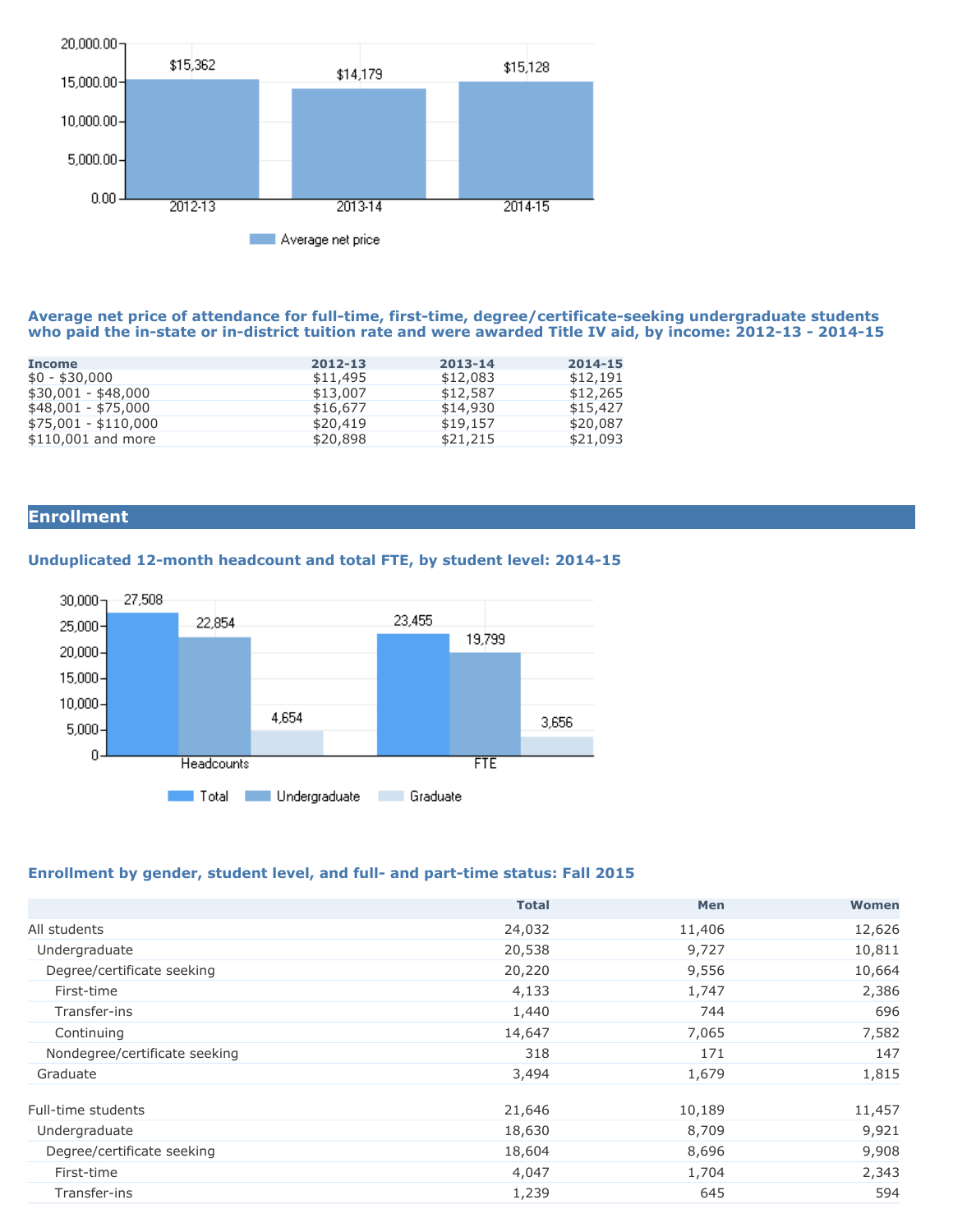| | 2012-13 | 2013-14 | 2014-15 |
|---|---|---|---|
| Average net price | $15,362 | $14,179 | $15,128 |

### Average net price of attendance for full-time, first-time, degree/certificate-seeking undergraduate students who paid the in-state or in-district tuition rate and were awarded Title IV aid, by income: 2012-13 - 2014-15

| Income | 2012-13 | 2013-14 | 2014-15 |
|---|---|---|---|
| $0 - $30,000 | $11,495 | $12,083 | $12,191 |
| $30,001 - $48,000 | $13,007 | $12,587 | $12,265 |
| $48,001 - $75,000 | $16,677 | $14,930 | $15,427 |
| $75,001 - $110,000 | $20,419 | $19,157 | $20,087 |
| $110,001 and more | $20,898 | $21,215 | $21,093 |

## Enrollment

### Unduplicated 12-month headcount and total FTE, by student level: 2014-15

| | Total | Undergraduate | Graduate |
|---|---|---|---|
| Headcounts | 27,508 | 22,854 | 4,654 |
| FTE | 23,455 | 19,799 | 3,656 |

### Enrollment by gender, student level, and full- and part-time status: Fall 2015

| | Total | Men | Women |
|---|---|---|---|
| All students | 24,032 | 11,406 | 12,626 |
| Undergraduate | 20,538 | 9,727 | 10,811 |
| Degree/certificate seeking | 20,220 | 9,556 | 10,664 |
| First-time | 4,133 | 1,747 | 2,386 |
| Transfer-ins | 1,440 | 744 | 696 |
| Continuing | 14,647 | 7,065 | 7,582 |
| Nondegree/certificate seeking | 318 | 171 | 147 |
| Graduate | 3,494 | 1,679 | 1,815 |
| | | | |
| Full-time students | 21,646 | 10,189 | 11,457 |
| Undergraduate | 18,630 | 8,709 | 9,921 |
| Degree/certificate seeking | 18,604 | 8,696 | 9,908 |
| First-time | 4,047 | 1,704 | 2,343 |
| Transfer-ins | 1,239 | 645 | 594 |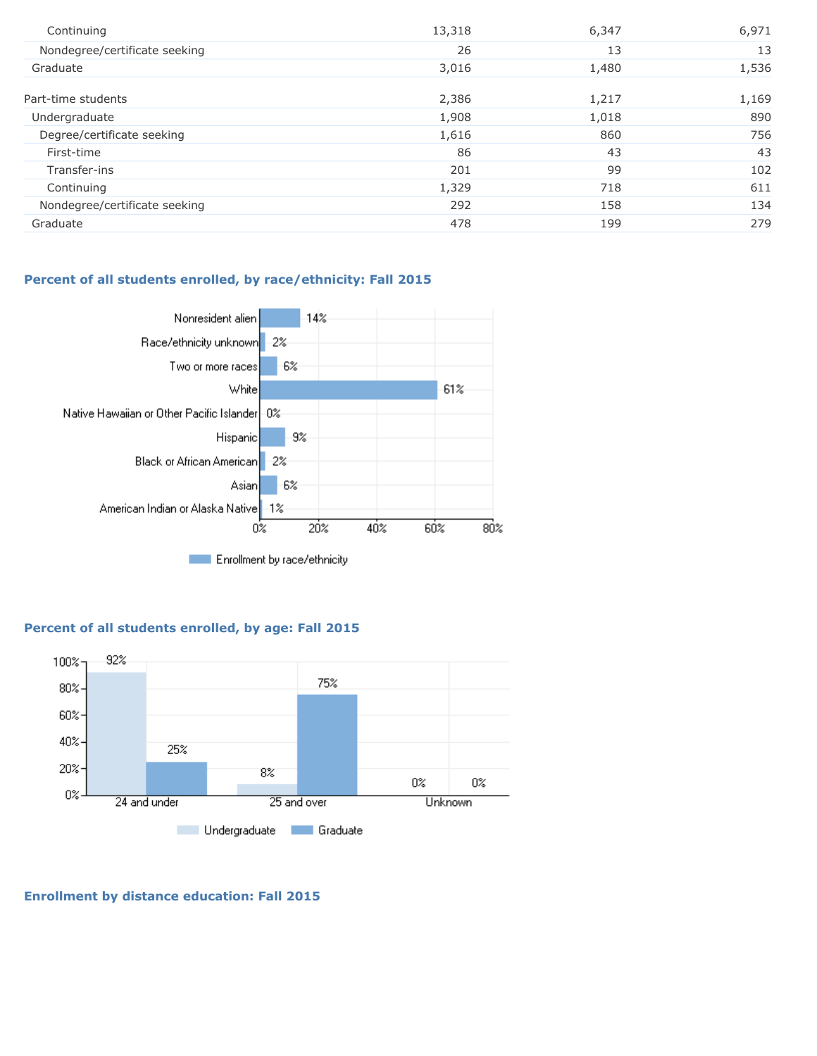| | | | |
|---|---|---|---|
| Continuing | 13,318 | 6,347 | 6,971 |
| Nondegree/certificate seeking | 26 | 13 | 13 |
| Graduate | 3,016 | 1,480 | 1,536 |
| Part-time students | 2,386 | 1,217 | 1,169 |
| Undergraduate | 1,908 | 1,018 | 890 |
| Degree/certificate seeking | 1,616 | 860 | 756 |
| First-time | 86 | 43 | 43 |
| Transfer-ins | 201 | 99 | 102 |
| Continuing | 1,329 | 718 | 611 |
| Nondegree/certificate seeking | 292 | 158 | 134 |
| Graduate | 478 | 199 | 279 |

### Percent of all students enrolled, by race/ethnicity: Fall 2015

| Race/ethnicity | Enrollment by race/ethnicity |
|---|---|
| Nonresident alien | 14% |
| Race/ethnicity unknown | 2% |
| Two or more races | 6% |
| White | 61% |
| Native Hawaiian or Other Pacific Islander | 0% |
| Hispanic | 9% |
| Black or African American | 2% |
| Asian | 6% |
| American Indian or Alaska Native | 1% |

### Percent of all students enrolled, by age: Fall 2015

| Age | Undergraduate | Graduate |
|---|---|---|
| 24 and under | 92% | 25% |
| 25 and over | 8% | 75% |
| Unknown | 0% | 0% |

### Enrollment by distance education: Fall 2015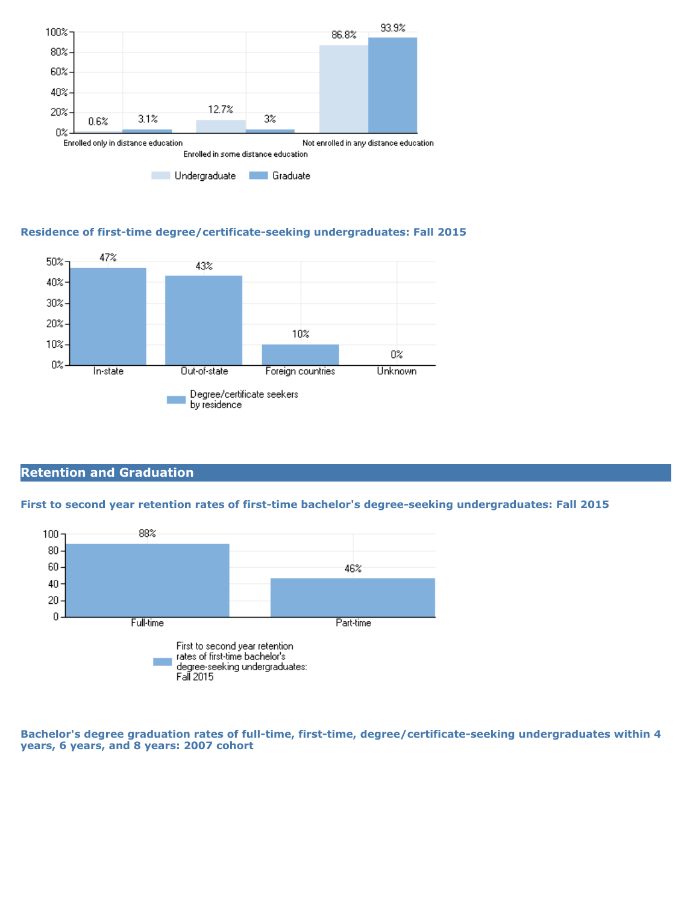| | Undergraduate | Graduate |
|---|---|---|
| Enrolled only in distance education | 0.6% | 3.1% |
| Enrolled in some distance education | 12.7% | 3% |
| Not enrolled in any distance education | 86.8% | 93.9% |

### Residence of first-time degree/certificate-seeking undergraduates: Fall 2015

| | Degree/certificate seekers by residence |
|---|---|
| In-state | 47% |
| Out-of-state | 43% |
| Foreign countries | 10% |
| Unknown | 0% |

## Retention and Graduation

### First to second year retention rates of first-time bachelor's degree-seeking undergraduates: Fall 2015

| | First to second year retention rates of first-time bachelor's degree-seeking undergraduates: Fall 2015 |
|---|---|
| Full-time | 88% |
| Part-time | 46% |

### Bachelor's degree graduation rates of full-time, first-time, degree/certificate-seeking undergraduates within 4 years, 6 years, and 8 years: 2007 cohort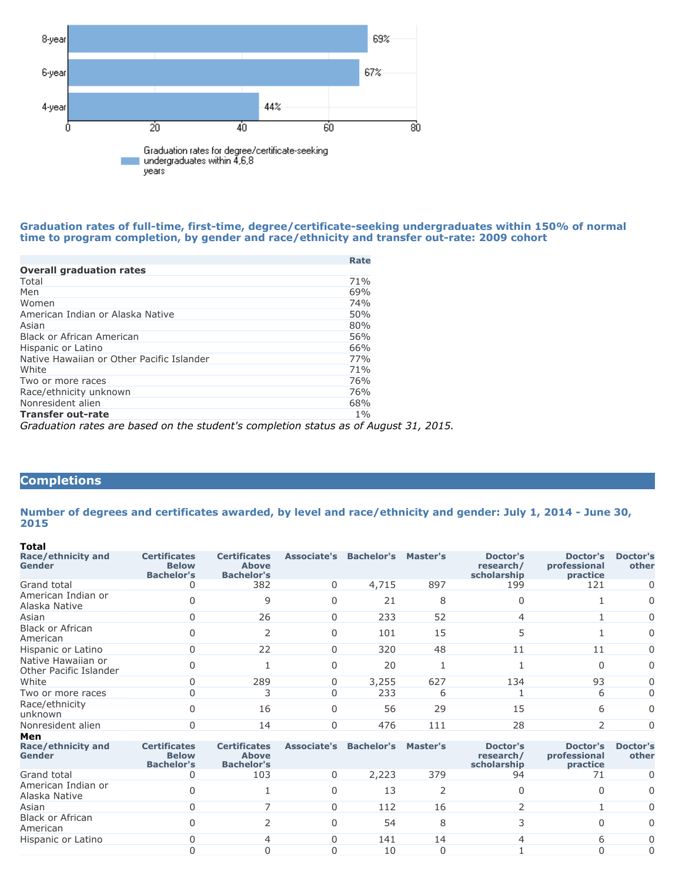| | Graduation rates for degree/certificate-seeking undergraduates within 4,6,8 years |
|---|---|
| 8-year | 69% |
| 6-year | 67% |
| 4-year | 44% |

### Graduation rates of full-time, first-time, degree/certificate-seeking undergraduates within 150% of normal time to program completion, by gender and race/ethnicity and transfer out-rate: 2009 cohort

| | Rate |
|---|---|
| **Overall graduation rates** | |
| Total | 71% |
| Men | 69% |
| Women | 74% |
| American Indian or Alaska Native | 50% |
| Asian | 80% |
| Black or African American | 56% |
| Hispanic or Latino | 66% |
| Native Hawaiian or Other Pacific Islander | 77% |
| White | 71% |
| Two or more races | 76% |
| Race/ethnicity unknown | 76% |
| Nonresident alien | 68% |
| **Transfer out-rate** | 1% |

*Graduation rates are based on the student's completion status as of August 31, 2015.*

## Completions

### Number of degrees and certificates awarded, by level and race/ethnicity and gender: July 1, 2014 - June 30, 2015

**Total**

| Race/ethnicity and Gender | Certificates Below Bachelor's | Certificates Above Bachelor's | Associate's | Bachelor's | Master's | Doctor's research/ scholarship | Doctor's professional practice | Doctor's other |
|---|---|---|---|---|---|---|---|---|
| Grand total | 0 | 382 | 0 | 4,715 | 897 | 199 | 121 | 0 |
| American Indian or Alaska Native | 0 | 9 | 0 | 21 | 8 | 0 | 1 | 0 |
| Asian | 0 | 26 | 0 | 233 | 52 | 4 | 1 | 0 |
| Black or African American | 0 | 2 | 0 | 101 | 15 | 5 | 1 | 0 |
| Hispanic or Latino | 0 | 22 | 0 | 320 | 48 | 11 | 11 | 0 |
| Native Hawaiian or Other Pacific Islander | 0 | 1 | 0 | 20 | 1 | 1 | 0 | 0 |
| White | 0 | 289 | 0 | 3,255 | 627 | 134 | 93 | 0 |
| Two or more races | 0 | 3 | 0 | 233 | 6 | 1 | 6 | 0 |
| Race/ethnicity unknown | 0 | 16 | 0 | 56 | 29 | 15 | 6 | 0 |
| Nonresident alien | 0 | 14 | 0 | 476 | 111 | 28 | 2 | 0 |

**Men**

| Race/ethnicity and Gender | Certificates Below Bachelor's | Certificates Above Bachelor's | Associate's | Bachelor's | Master's | Doctor's research/ scholarship | Doctor's professional practice | Doctor's other |
|---|---|---|---|---|---|---|---|---|
| Grand total | 0 | 103 | 0 | 2,223 | 379 | 94 | 71 | 0 |
| American Indian or Alaska Native | 0 | 1 | 0 | 13 | 2 | 0 | 0 | 0 |
| Asian | 0 | 7 | 0 | 112 | 16 | 2 | 1 | 0 |
| Black or African American | 0 | 2 | 0 | 54 | 8 | 3 | 0 | 0 |
| Hispanic or Latino | 0 | 4 | 0 | 141 | 14 | 4 | 6 | 0 |
| | 0 | 0 | 0 | 10 | 0 | 1 | 0 | 0 |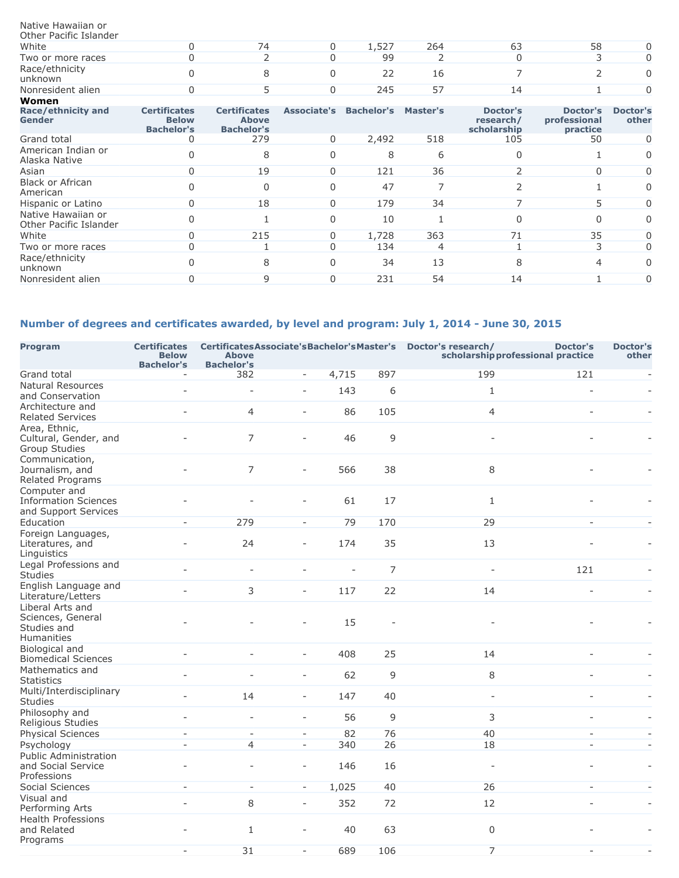| | | | | | | | | |
|---|---|---|---|---|---|---|---|---|
| Native Hawaiian or Other Pacific Islander | | | | | | | | |
| White | 0 | 74 | 0 | 1,527 | 264 | 63 | 58 | 0 |
| Two or more races | 0 | 2 | 0 | 99 | 2 | 0 | 3 | 0 |
| Race/ethnicity unknown | 0 | 8 | 0 | 22 | 16 | 7 | 2 | 0 |
| Nonresident alien | 0 | 5 | 0 | 245 | 57 | 14 | 1 | 0 |

**Women**

| Race/ethnicity and Gender | Certificates Below Bachelor's | Certificates Above Bachelor's | Associate's | Bachelor's | Master's | Doctor's research/ scholarship | Doctor's professional practice | Doctor's other |
|---|---|---|---|---|---|---|---|---|
| Grand total | 0 | 279 | 0 | 2,492 | 518 | 105 | 50 | 0 |
| American Indian or Alaska Native | 0 | 8 | 0 | 8 | 6 | 0 | 1 | 0 |
| Asian | 0 | 19 | 0 | 121 | 36 | 2 | 0 | 0 |
| Black or African American | 0 | 0 | 0 | 47 | 7 | 2 | 1 | 0 |
| Hispanic or Latino | 0 | 18 | 0 | 179 | 34 | 7 | 5 | 0 |
| Native Hawaiian or Other Pacific Islander | 0 | 1 | 0 | 10 | 1 | 0 | 0 | 0 |
| White | 0 | 215 | 0 | 1,728 | 363 | 71 | 35 | 0 |
| Two or more races | 0 | 1 | 0 | 134 | 4 | 1 | 3 | 0 |
| Race/ethnicity unknown | 0 | 8 | 0 | 34 | 13 | 8 | 4 | 0 |
| Nonresident alien | 0 | 9 | 0 | 231 | 54 | 14 | 1 | 0 |

## Number of degrees and certificates awarded, by level and program: July 1, 2014 - June 30, 2015

| Program | Certificates Below Bachelor's | Certificates Above Bachelor's | Associate's | Bachelor's | Master's | Doctor's research/ scholarship | Doctor's professional practice | Doctor's other |
|---|---|---|---|---|---|---|---|---|
| Grand total | - | 382 | - | 4,715 | 897 | 199 | 121 | - |
| Natural Resources and Conservation | - | - | - | 143 | 6 | 1 | - | - |
| Architecture and Related Services | - | 4 | - | 86 | 105 | 4 | - | - |
| Area, Ethnic, Cultural, Gender, and Group Studies | - | 7 | - | 46 | 9 | - | - | - |
| Communication, Journalism, and Related Programs | - | 7 | - | 566 | 38 | 8 | - | - |
| Computer and Information Sciences and Support Services | - | - | - | 61 | 17 | 1 | - | - |
| Education | - | 279 | - | 79 | 170 | 29 | - | - |
| Foreign Languages, Literatures, and Linguistics | - | 24 | - | 174 | 35 | 13 | - | - |
| Legal Professions and Studies | - | - | - | - | 7 | - | 121 | - |
| English Language and Literature/Letters | - | 3 | - | 117 | 22 | 14 | - | - |
| Liberal Arts and Sciences, General Studies and Humanities | - | - | - | 15 | - | - | - | - |
| Biological and Biomedical Sciences | - | - | - | 408 | 25 | 14 | - | - |
| Mathematics and Statistics | - | - | - | 62 | 9 | 8 | - | - |
| Multi/Interdisciplinary Studies | - | 14 | - | 147 | 40 | - | - | - |
| Philosophy and Religious Studies | - | - | - | 56 | 9 | 3 | - | - |
| Physical Sciences | - | - | - | 82 | 76 | 40 | - | - |
| Psychology | - | 4 | - | 340 | 26 | 18 | - | - |
| Public Administration and Social Service Professions | - | - | - | 146 | 16 | - | - | - |
| Social Sciences | - | - | - | 1,025 | 40 | 26 | - | - |
| Visual and Performing Arts | - | 8 | - | 352 | 72 | 12 | - | - |
| Health Professions and Related Programs | - | 1 | - | 40 | 63 | 0 | - | - |
| | - | 31 | - | 689 | 106 | 7 | - | - |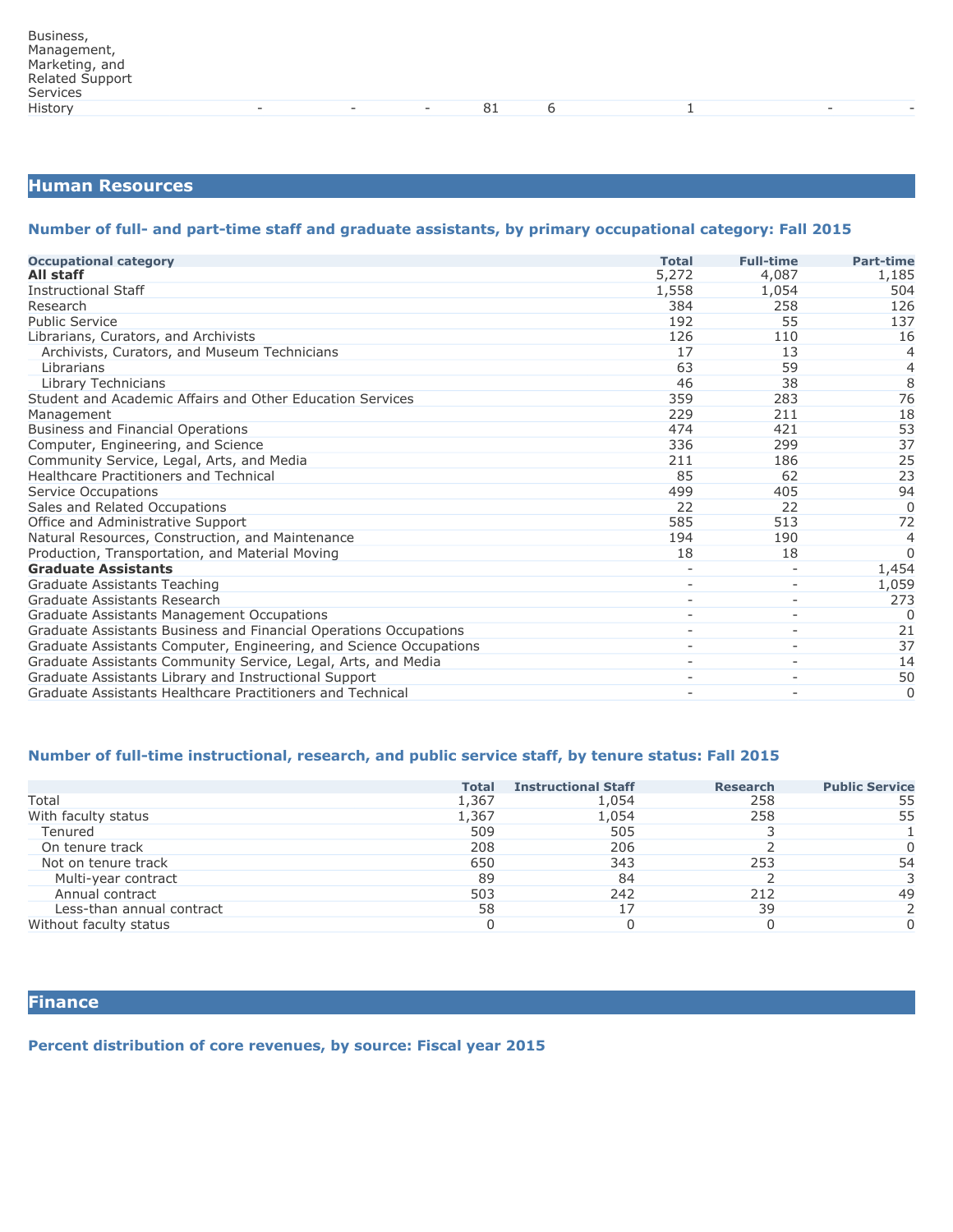| | | | | | | | | |
|---|---|---|---|---|---|---|---|---|
| Business, Management, Marketing, and Related Support Services | | | | | | | | |
| History | - | - | - | 81 | 6 | 1 | - | - |

## Human Resources

### Number of full- and part-time staff and graduate assistants, by primary occupational category: Fall 2015

| Occupational category | Total | Full-time | Part-time |
|---|---|---|---|
| **All staff** | 5,272 | 4,087 | 1,185 |
| Instructional Staff | 1,558 | 1,054 | 504 |
| Research | 384 | 258 | 126 |
| Public Service | 192 | 55 | 137 |
| Librarians, Curators, and Archivists | 126 | 110 | 16 |
| Archivists, Curators, and Museum Technicians | 17 | 13 | 4 |
| Librarians | 63 | 59 | 4 |
| Library Technicians | 46 | 38 | 8 |
| Student and Academic Affairs and Other Education Services | 359 | 283 | 76 |
| Management | 229 | 211 | 18 |
| Business and Financial Operations | 474 | 421 | 53 |
| Computer, Engineering, and Science | 336 | 299 | 37 |
| Community Service, Legal, Arts, and Media | 211 | 186 | 25 |
| Healthcare Practitioners and Technical | 85 | 62 | 23 |
| Service Occupations | 499 | 405 | 94 |
| Sales and Related Occupations | 22 | 22 | 0 |
| Office and Administrative Support | 585 | 513 | 72 |
| Natural Resources, Construction, and Maintenance | 194 | 190 | 4 |
| Production, Transportation, and Material Moving | 18 | 18 | 0 |
| **Graduate Assistants** | - | - | 1,454 |
| Graduate Assistants Teaching | - | - | 1,059 |
| Graduate Assistants Research | - | - | 273 |
| Graduate Assistants Management Occupations | - | - | 0 |
| Graduate Assistants Business and Financial Operations Occupations | - | - | 21 |
| Graduate Assistants Computer, Engineering, and Science Occupations | - | - | 37 |
| Graduate Assistants Community Service, Legal, Arts, and Media | - | - | 14 |
| Graduate Assistants Library and Instructional Support | - | - | 50 |
| Graduate Assistants Healthcare Practitioners and Technical | - | - | 0 |

### Number of full-time instructional, research, and public service staff, by tenure status: Fall 2015

| | Total | Instructional Staff | Research | Public Service |
|---|---|---|---|---|
| Total | 1,367 | 1,054 | 258 | 55 |
| With faculty status | 1,367 | 1,054 | 258 | 55 |
| Tenured | 509 | 505 | 3 | 1 |
| On tenure track | 208 | 206 | 2 | 0 |
| Not on tenure track | 650 | 343 | 253 | 54 |
| Multi-year contract | 89 | 84 | 2 | 3 |
| Annual contract | 503 | 242 | 212 | 49 |
| Less-than annual contract | 58 | 17 | 39 | 2 |
| Without faculty status | 0 | 0 | 0 | 0 |

## Finance

### Percent distribution of core revenues, by source: Fiscal year 2015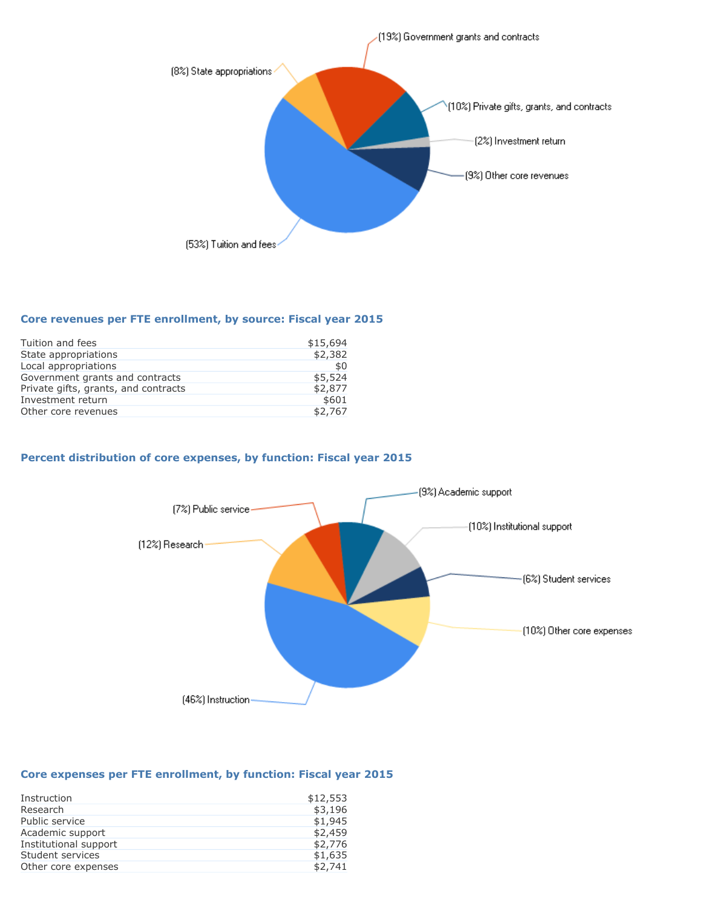(19%) Government grants and contracts
(8%) State appropriations
(10%) Private gifts, grants, and contracts
(2%) Investment return
(9%) Other core revenues
(53%) Tuition and fees

### Core revenues per FTE enrollment, by source: Fiscal year 2015

| | |
|---|---|
| Tuition and fees | $15,694 |
| State appropriations | $2,382 |
| Local appropriations | $0 |
| Government grants and contracts | $5,524 |
| Private gifts, grants, and contracts | $2,877 |
| Investment return | $601 |
| Other core revenues | $2,767 |

### Percent distribution of core expenses, by function: Fiscal year 2015

(9%) Academic support
(7%) Public service
(10%) Institutional support
(12%) Research
(6%) Student services
(10%) Other core expenses
(46%) Instruction

### Core expenses per FTE enrollment, by function: Fiscal year 2015

| | |
|---|---|
| Instruction | $12,553 |
| Research | $3,196 |
| Public service | $1,945 |
| Academic support | $2,459 |
| Institutional support | $2,776 |
| Student services | $1,635 |
| Other core expenses | $2,741 |